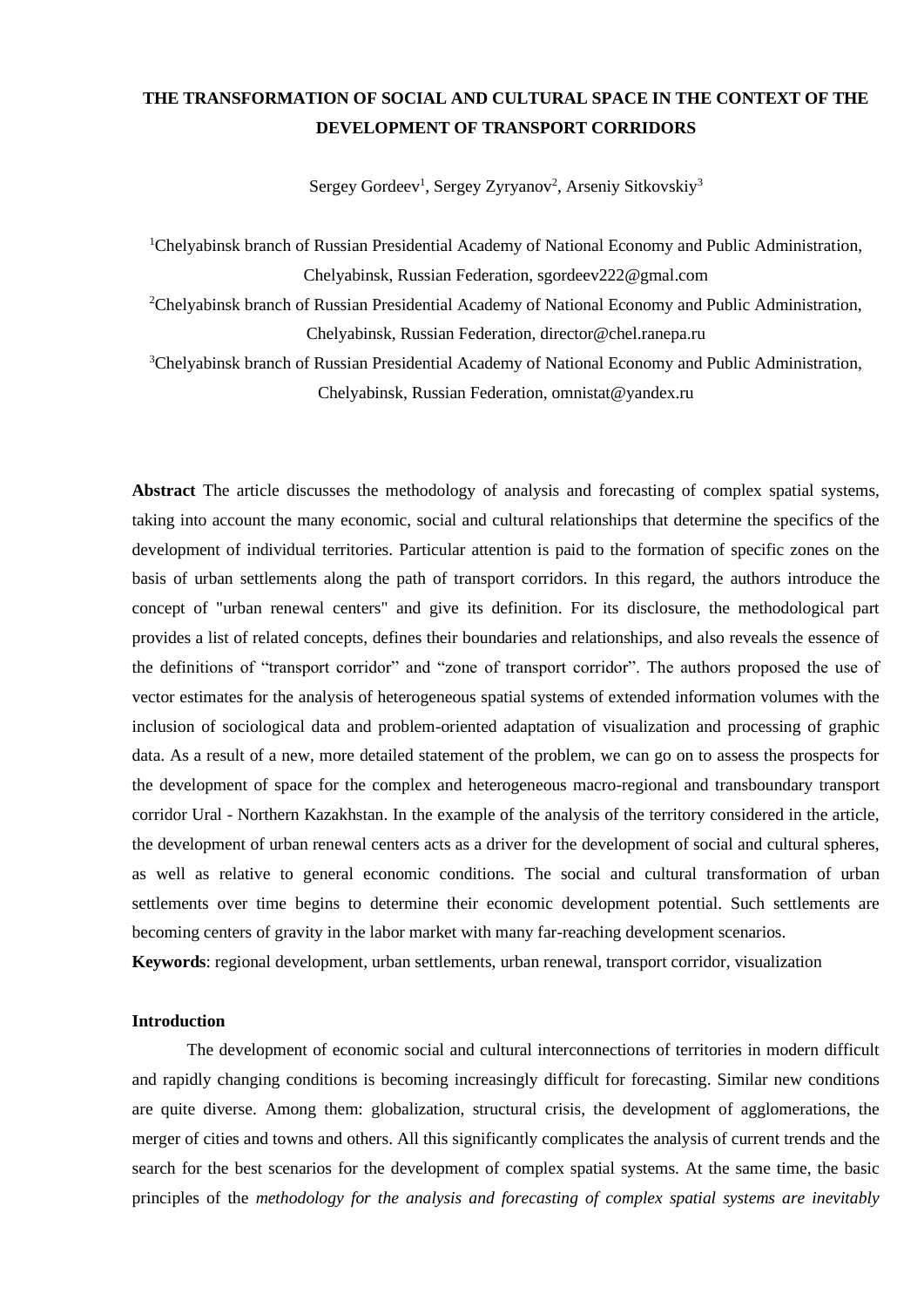# THE TRANSFORMATION OF SOCIAL AND CULTURAL SPACE IN THE CONTEXT OF THE DEVELOPMENT OF TRANSPORT CORRIDORS

Sergey Gordeev[1], Sergey Zyryanov[2], Arseniy Sitkovskiy[3]

[1]Chelyabinsk branch of Russian Presidential Academy of National Economy and Public Administration, Chelyabinsk, Russian Federation, sgordeev222@gmal.com

[2]Chelyabinsk branch of Russian Presidential Academy of National Economy and Public Administration, Chelyabinsk, Russian Federation, director@chel.ranepa.ru

[3]Chelyabinsk branch of Russian Presidential Academy of National Economy and Public Administration, Chelyabinsk, Russian Federation, omnistat@yandex.ru

**Abstract** The article discusses the methodology of analysis and forecasting of complex spatial systems, taking into account the many economic, social and cultural relationships that determine the specifics of the development of individual territories. Particular attention is paid to the formation of specific zones on the basis of urban settlements along the path of transport corridors. In this regard, the authors introduce the concept of "urban renewal centers" and give its definition. For its disclosure, the methodological part provides a list of related concepts, defines their boundaries and relationships, and also reveals the essence of the definitions of "transport corridor" and "zone of transport corridor". The authors proposed the use of vector estimates for the analysis of heterogeneous spatial systems of extended information volumes with the inclusion of sociological data and problem-oriented adaptation of visualization and processing of graphic data. As a result of a new, more detailed statement of the problem, we can go on to assess the prospects for the development of space for the complex and heterogeneous macro-regional and transboundary transport corridor Ural - Northern Kazakhstan. In the example of the analysis of the territory considered in the article, the development of urban renewal centers acts as a driver for the development of social and cultural spheres, as well as relative to general economic conditions. The social and cultural transformation of urban settlements over time begins to determine their economic development potential. Such settlements are becoming centers of gravity in the labor market with many far-reaching development scenarios.

**Keywords**: regional development, urban settlements, urban renewal, transport corridor, visualization

## Introduction

The development of economic social and cultural interconnections of territories in modern difficult and rapidly changing conditions is becoming increasingly difficult for forecasting. Similar new conditions are quite diverse. Among them: globalization, structural crisis, the development of agglomerations, the merger of cities and towns and others. All this significantly complicates the analysis of current trends and the search for the best scenarios for the development of complex spatial systems. At the same time, the basic principles of the *methodology for the analysis and forecasting of complex spatial systems are inevitably*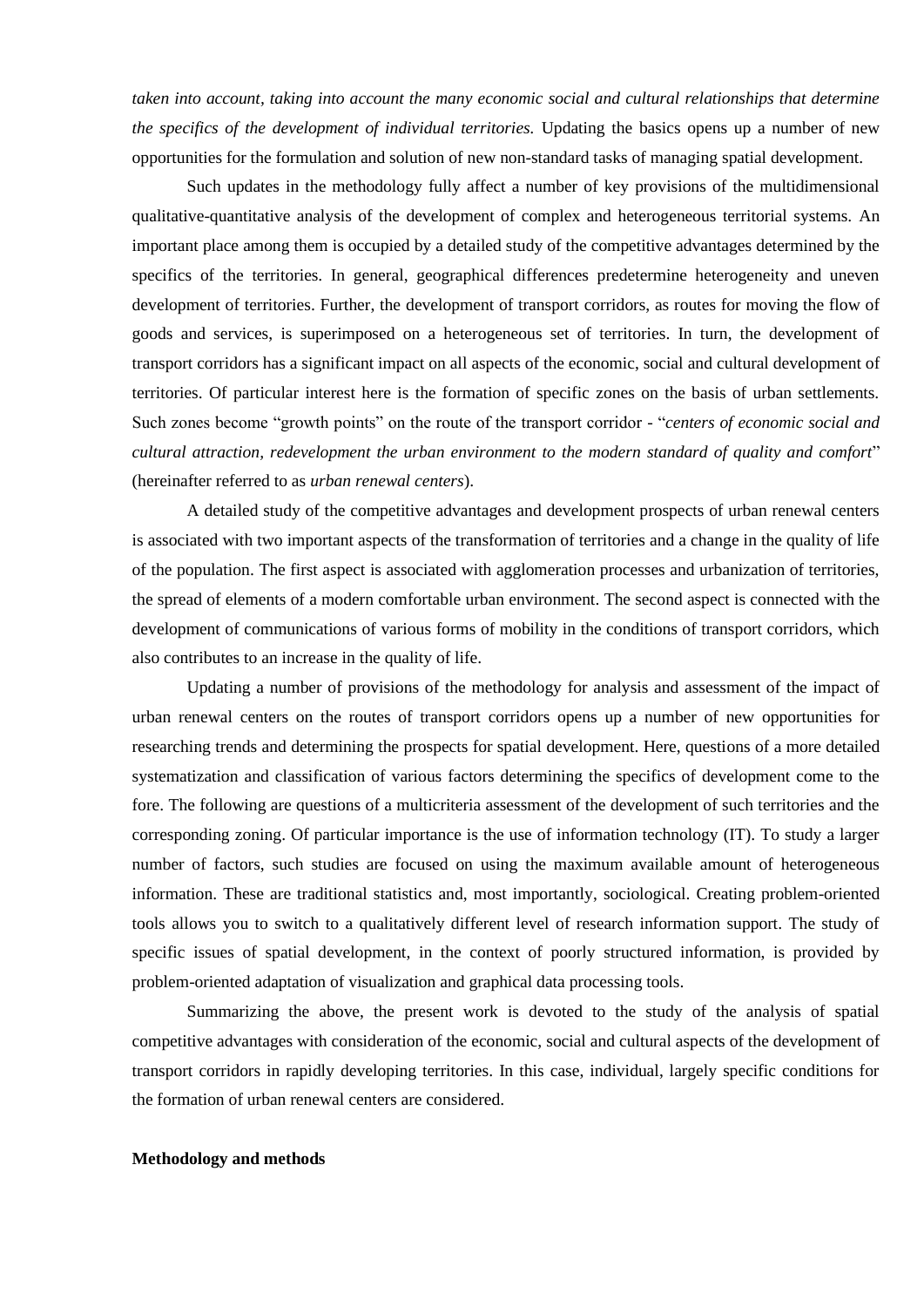*taken into account, taking into account the many economic social and cultural relationships that determine the specifics of the development of individual territories.* Updating the basics opens up a number of new opportunities for the formulation and solution of new non-standard tasks of managing spatial development.

Such updates in the methodology fully affect a number of key provisions of the multidimensional qualitative-quantitative analysis of the development of complex and heterogeneous territorial systems. An important place among them is occupied by a detailed study of the competitive advantages determined by the specifics of the territories. In general, geographical differences predetermine heterogeneity and uneven development of territories. Further, the development of transport corridors, as routes for moving the flow of goods and services, is superimposed on a heterogeneous set of territories. In turn, the development of transport corridors has a significant impact on all aspects of the economic, social and cultural development of territories. Of particular interest here is the formation of specific zones on the basis of urban settlements. Such zones become "growth points" on the route of the transport corridor - "*centers of economic social and cultural attraction, redevelopment the urban environment to the modern standard of quality and comfort*" (hereinafter referred to as *urban renewal centers*).

A detailed study of the competitive advantages and development prospects of urban renewal centers is associated with two important aspects of the transformation of territories and a change in the quality of life of the population. The first aspect is associated with agglomeration processes and urbanization of territories, the spread of elements of a modern comfortable urban environment. The second aspect is connected with the development of communications of various forms of mobility in the conditions of transport corridors, which also contributes to an increase in the quality of life.

Updating a number of provisions of the methodology for analysis and assessment of the impact of urban renewal centers on the routes of transport corridors opens up a number of new opportunities for researching trends and determining the prospects for spatial development. Here, questions of a more detailed systematization and classification of various factors determining the specifics of development come to the fore. The following are questions of a multicriteria assessment of the development of such territories and the corresponding zoning. Of particular importance is the use of information technology (IT). To study a larger number of factors, such studies are focused on using the maximum available amount of heterogeneous information. These are traditional statistics and, most importantly, sociological. Creating problem-oriented tools allows you to switch to a qualitatively different level of research information support. The study of specific issues of spatial development, in the context of poorly structured information, is provided by problem-oriented adaptation of visualization and graphical data processing tools.

Summarizing the above, the present work is devoted to the study of the analysis of spatial competitive advantages with consideration of the economic, social and cultural aspects of the development of transport corridors in rapidly developing territories. In this case, individual, largely specific conditions for the formation of urban renewal centers are considered.

**Methodology and methods**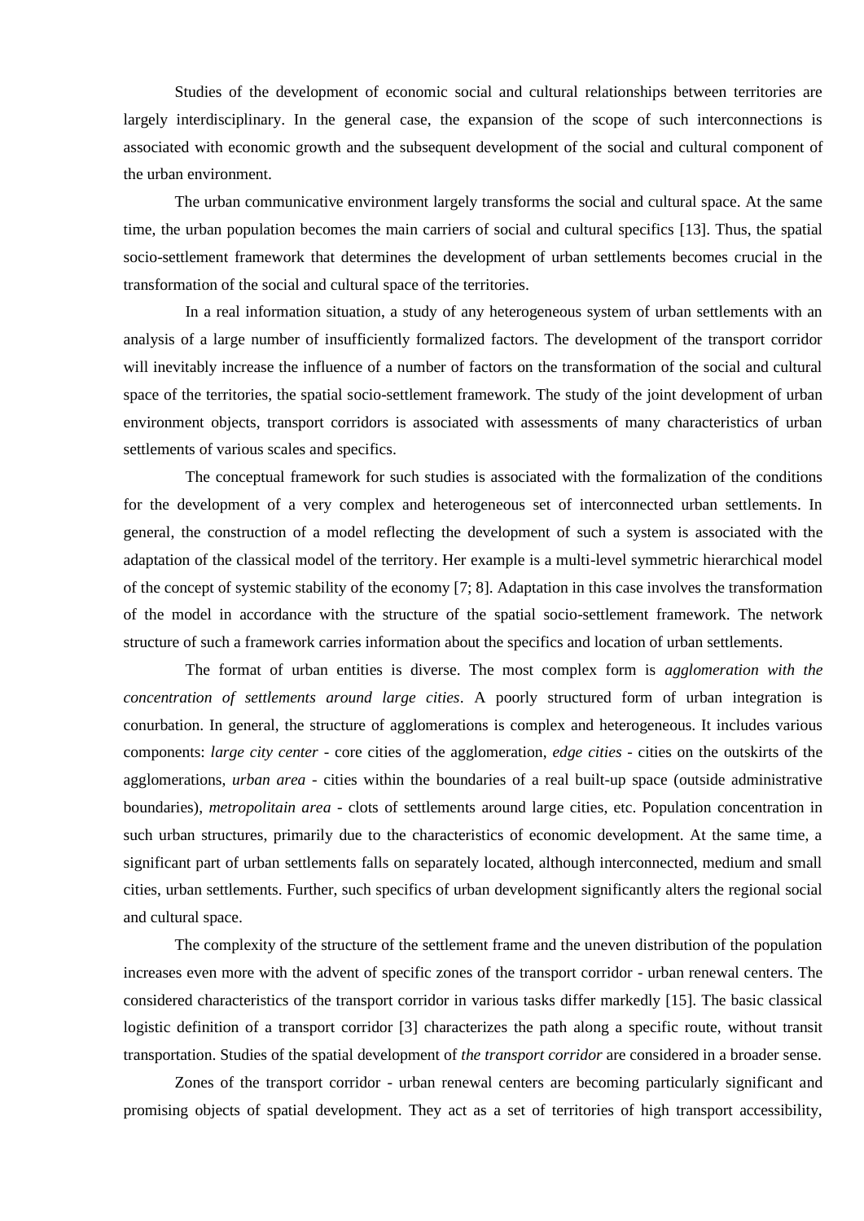Studies of the development of economic social and cultural relationships between territories are largely interdisciplinary. In the general case, the expansion of the scope of such interconnections is associated with economic growth and the subsequent development of the social and cultural component of the urban environment.

The urban communicative environment largely transforms the social and cultural space. At the same time, the urban population becomes the main carriers of social and cultural specifics [13]. Thus, the spatial socio-settlement framework that determines the development of urban settlements becomes crucial in the transformation of the social and cultural space of the territories.

In a real information situation, a study of any heterogeneous system of urban settlements with an analysis of a large number of insufficiently formalized factors. The development of the transport corridor will inevitably increase the influence of a number of factors on the transformation of the social and cultural space of the territories, the spatial socio-settlement framework. The study of the joint development of urban environment objects, transport corridors is associated with assessments of many characteristics of urban settlements of various scales and specifics.

The conceptual framework for such studies is associated with the formalization of the conditions for the development of a very complex and heterogeneous set of interconnected urban settlements. In general, the construction of a model reflecting the development of such a system is associated with the adaptation of the classical model of the territory. Her example is a multi-level symmetric hierarchical model of the concept of systemic stability of the economy [7; 8]. Adaptation in this case involves the transformation of the model in accordance with the structure of the spatial socio-settlement framework. The network structure of such a framework carries information about the specifics and location of urban settlements.

The format of urban entities is diverse. The most complex form is *agglomeration with the concentration of settlements around large cities*. A poorly structured form of urban integration is conurbation. In general, the structure of agglomerations is complex and heterogeneous. It includes various components: *large city center* - core cities of the agglomeration, *edge cities* - cities on the outskirts of the agglomerations, *urban area* - cities within the boundaries of a real built-up space (outside administrative boundaries), *metropolitain area* - clots of settlements around large cities, etc. Population concentration in such urban structures, primarily due to the characteristics of economic development. At the same time, a significant part of urban settlements falls on separately located, although interconnected, medium and small cities, urban settlements. Further, such specifics of urban development significantly alters the regional social and cultural space.

The complexity of the structure of the settlement frame and the uneven distribution of the population increases even more with the advent of specific zones of the transport corridor - urban renewal centers. The considered characteristics of the transport corridor in various tasks differ markedly [15]. The basic classical logistic definition of a transport corridor [3] characterizes the path along a specific route, without transit transportation. Studies of the spatial development of *the transport corridor* are considered in a broader sense.

Zones of the transport corridor - urban renewal centers are becoming particularly significant and promising objects of spatial development. They act as a set of territories of high transport accessibility,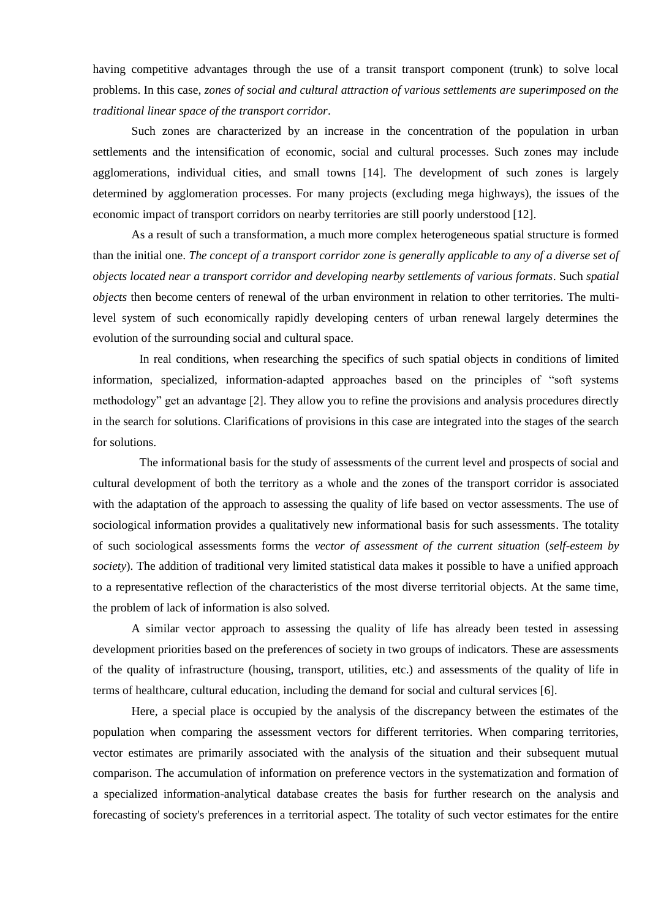having competitive advantages through the use of a transit transport component (trunk) to solve local problems. In this case, *zones of social and cultural attraction of various settlements are superimposed on the traditional linear space of the transport corridor*.

Such zones are characterized by an increase in the concentration of the population in urban settlements and the intensification of economic, social and cultural processes. Such zones may include agglomerations, individual cities, and small towns [14]. The development of such zones is largely determined by agglomeration processes. For many projects (excluding mega highways), the issues of the economic impact of transport corridors on nearby territories are still poorly understood [12].

As a result of such a transformation, a much more complex heterogeneous spatial structure is formed than the initial one. *The concept of a transport corridor zone is generally applicable to any of a diverse set of objects located near a transport corridor and developing nearby settlements of various formats*. Such *spatial objects* then become centers of renewal of the urban environment in relation to other territories. The multi-level system of such economically rapidly developing centers of urban renewal largely determines the evolution of the surrounding social and cultural space.

In real conditions, when researching the specifics of such spatial objects in conditions of limited information, specialized, information-adapted approaches based on the principles of "soft systems methodology" get an advantage [2]. They allow you to refine the provisions and analysis procedures directly in the search for solutions. Clarifications of provisions in this case are integrated into the stages of the search for solutions.

The informational basis for the study of assessments of the current level and prospects of social and cultural development of both the territory as a whole and the zones of the transport corridor is associated with the adaptation of the approach to assessing the quality of life based on vector assessments. The use of sociological information provides a qualitatively new informational basis for such assessments. The totality of such sociological assessments forms the *vector of assessment of the current situation* (*self-esteem by society*). The addition of traditional very limited statistical data makes it possible to have a unified approach to a representative reflection of the characteristics of the most diverse territorial objects. At the same time, the problem of lack of information is also solved.

A similar vector approach to assessing the quality of life has already been tested in assessing development priorities based on the preferences of society in two groups of indicators. These are assessments of the quality of infrastructure (housing, transport, utilities, etc.) and assessments of the quality of life in terms of healthcare, cultural education, including the demand for social and cultural services [6].

Here, a special place is occupied by the analysis of the discrepancy between the estimates of the population when comparing the assessment vectors for different territories. When comparing territories, vector estimates are primarily associated with the analysis of the situation and their subsequent mutual comparison. The accumulation of information on preference vectors in the systematization and formation of a specialized information-analytical database creates the basis for further research on the analysis and forecasting of society's preferences in a territorial aspect. The totality of such vector estimates for the entire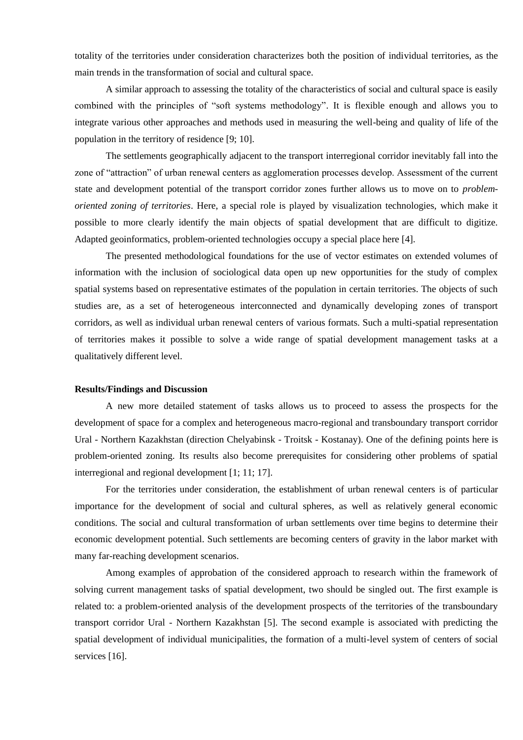totality of the territories under consideration characterizes both the position of individual territories, as the main trends in the transformation of social and cultural space.

A similar approach to assessing the totality of the characteristics of social and cultural space is easily combined with the principles of "soft systems methodology". It is flexible enough and allows you to integrate various other approaches and methods used in measuring the well-being and quality of life of the population in the territory of residence [9; 10].

The settlements geographically adjacent to the transport interregional corridor inevitably fall into the zone of "attraction" of urban renewal centers as agglomeration processes develop. Assessment of the current state and development potential of the transport corridor zones further allows us to move on to *problem-oriented zoning of territories*. Here, a special role is played by visualization technologies, which make it possible to more clearly identify the main objects of spatial development that are difficult to digitize. Adapted geoinformatics, problem-oriented technologies occupy a special place here [4].

The presented methodological foundations for the use of vector estimates on extended volumes of information with the inclusion of sociological data open up new opportunities for the study of complex spatial systems based on representative estimates of the population in certain territories. The objects of such studies are, as a set of heterogeneous interconnected and dynamically developing zones of transport corridors, as well as individual urban renewal centers of various formats. Such a multi-spatial representation of territories makes it possible to solve a wide range of spatial development management tasks at a qualitatively different level.

**Results/Findings and Discussion**

A new more detailed statement of tasks allows us to proceed to assess the prospects for the development of space for a complex and heterogeneous macro-regional and transboundary transport corridor Ural - Northern Kazakhstan (direction Chelyabinsk - Troitsk - Kostanay). One of the defining points here is problem-oriented zoning. Its results also become prerequisites for considering other problems of spatial interregional and regional development [1; 11; 17].

For the territories under consideration, the establishment of urban renewal centers is of particular importance for the development of social and cultural spheres, as well as relatively general economic conditions. The social and cultural transformation of urban settlements over time begins to determine their economic development potential. Such settlements are becoming centers of gravity in the labor market with many far-reaching development scenarios.

Among examples of approbation of the considered approach to research within the framework of solving current management tasks of spatial development, two should be singled out. The first example is related to: a problem-oriented analysis of the development prospects of the territories of the transboundary transport corridor Ural - Northern Kazakhstan [5]. The second example is associated with predicting the spatial development of individual municipalities, the formation of a multi-level system of centers of social services [16].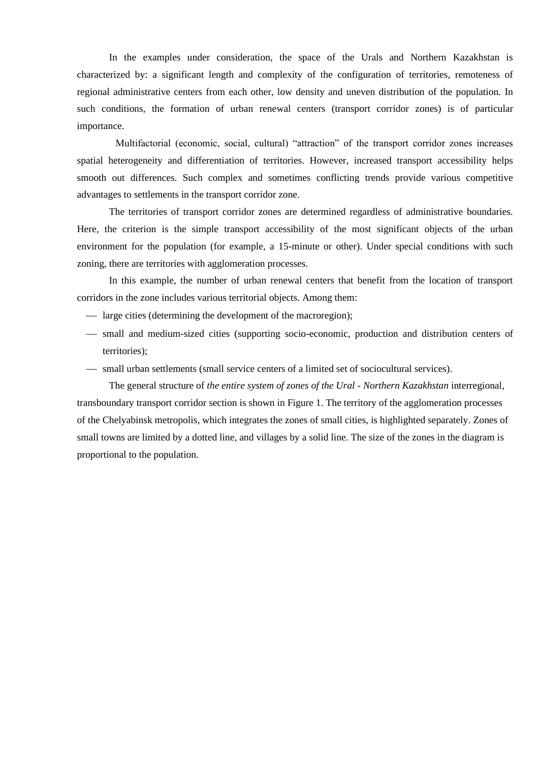In the examples under consideration, the space of the Urals and Northern Kazakhstan is characterized by: a significant length and complexity of the configuration of territories, remoteness of regional administrative centers from each other, low density and uneven distribution of the population. In such conditions, the formation of urban renewal centers (transport corridor zones) is of particular importance.

Multifactorial (economic, social, cultural) "attraction" of the transport corridor zones increases spatial heterogeneity and differentiation of territories. However, increased transport accessibility helps smooth out differences. Such complex and sometimes conflicting trends provide various competitive advantages to settlements in the transport corridor zone.

The territories of transport corridor zones are determined regardless of administrative boundaries. Here, the criterion is the simple transport accessibility of the most significant objects of the urban environment for the population (for example, a 15-minute or other). Under special conditions with such zoning, there are territories with agglomeration processes.

In this example, the number of urban renewal centers that benefit from the location of transport corridors in the zone includes various territorial objects. Among them:

- large cities (determining the development of the macroregion);
- small and medium-sized cities (supporting socio-economic, production and distribution centers of territories);
- small urban settlements (small service centers of a limited set of sociocultural services).

The general structure of *the entire system of zones of the Ural - Northern Kazakhstan* interregional, transboundary transport corridor section is shown in Figure 1. The territory of the agglomeration processes of the Chelyabinsk metropolis, which integrates the zones of small cities, is highlighted separately. Zones of small towns are limited by a dotted line, and villages by a solid line. The size of the zones in the diagram is proportional to the population.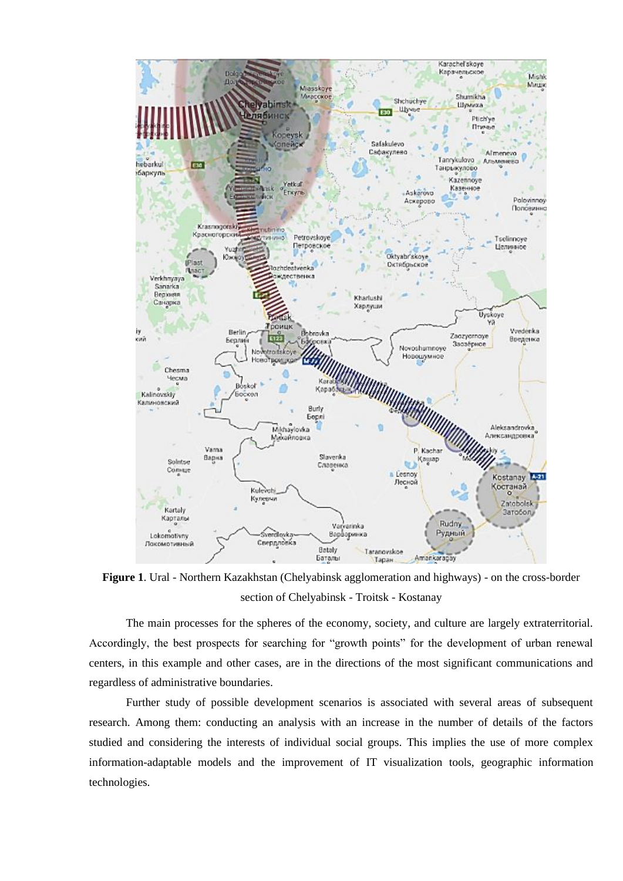**Figure 1**. Ural - Northern Kazakhstan (Chelyabinsk agglomeration and highways) - on the cross-border section of Chelyabinsk - Troitsk - Kostanay

The main processes for the spheres of the economy, society, and culture are largely extraterritorial. Accordingly, the best prospects for searching for "growth points" for the development of urban renewal centers, in this example and other cases, are in the directions of the most significant communications and regardless of administrative boundaries.

Further study of possible development scenarios is associated with several areas of subsequent research. Among them: conducting an analysis with an increase in the number of details of the factors studied and considering the interests of individual social groups. This implies the use of more complex information-adaptable models and the improvement of IT visualization tools, geographic information technologies.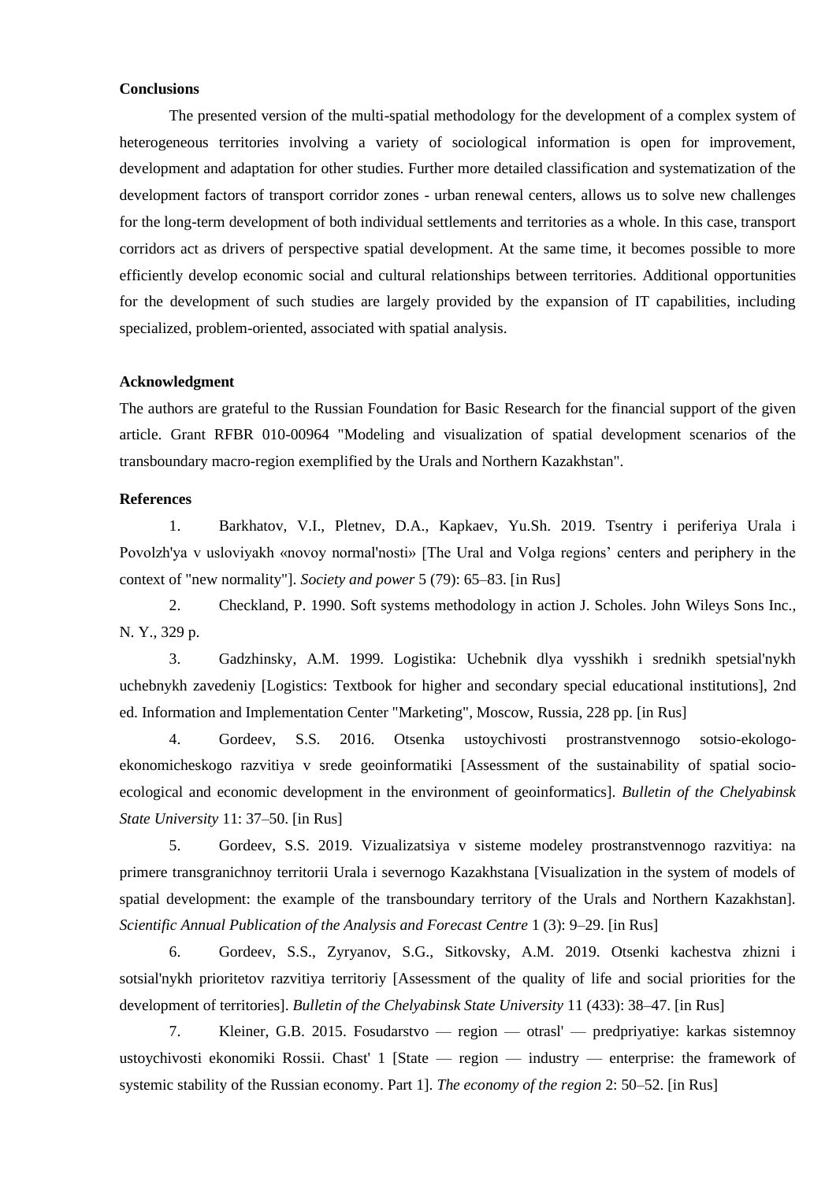**Conclusions**

The presented version of the multi-spatial methodology for the development of a complex system of heterogeneous territories involving a variety of sociological information is open for improvement, development and adaptation for other studies. Further more detailed classification and systematization of the development factors of transport corridor zones - urban renewal centers, allows us to solve new challenges for the long-term development of both individual settlements and territories as a whole. In this case, transport corridors act as drivers of perspective spatial development. At the same time, it becomes possible to more efficiently develop economic social and cultural relationships between territories. Additional opportunities for the development of such studies are largely provided by the expansion of IT capabilities, including specialized, problem-oriented, associated with spatial analysis.

**Acknowledgment**

The authors are grateful to the Russian Foundation for Basic Research for the financial support of the given article. Grant RFBR 010-00964 "Modeling and visualization of spatial development scenarios of the transboundary macro-region exemplified by the Urals and Northern Kazakhstan".

**References**

1. Barkhatov, V.I., Pletnev, D.A., Kapkaev, Yu.Sh. 2019. Tsentry i periferiya Urala i Povolzh'ya v usloviyakh «novoy normal'nosti» [The Ural and Volga regions' centers and periphery in the context of "new normality"]. *Society and power* 5 (79): 65–83. [in Rus]

2. Checkland, P. 1990. Soft systems methodology in action J. Scholes. John Wileys Sons Inc., N. Y., 329 p.

3. Gadzhinsky, A.M. 1999. Logistika: Uchebnik dlya vysshikh i srednikh spetsial'nykh uchebnykh zavedeniy [Logistics: Textbook for higher and secondary special educational institutions], 2nd ed. Information and Implementation Center "Marketing", Moscow, Russia, 228 pp. [in Rus]

4. Gordeev, S.S. 2016. Otsenka ustoychivosti prostranstvennogo sotsio-ekologo-ekonomicheskogo razvitiya v srede geoinformatiki [Assessment of the sustainability of spatial socio-ecological and economic development in the environment of geoinformatics]. *Bulletin of the Chelyabinsk State University* 11: 37–50. [in Rus]

5. Gordeev, S.S. 2019. Vizualizatsiya v sisteme modeley prostranstvennogo razvitiya: na primere transgranichnoy territorii Urala i severnogo Kazakhstana [Visualization in the system of models of spatial development: the example of the transboundary territory of the Urals and Northern Kazakhstan]. *Scientific Annual Publication of the Analysis and Forecast Centre* 1 (3): 9–29. [in Rus]

6. Gordeev, S.S., Zyryanov, S.G., Sitkovsky, A.M. 2019. Otsenki kachestva zhizni i sotsial'nykh prioritetov razvitiya territoriy [Assessment of the quality of life and social priorities for the development of territories]. *Bulletin of the Chelyabinsk State University* 11 (433): 38–47. [in Rus]

7. Kleiner, G.B. 2015. Fosudarstvo — region — otrasl' — predpriyatiye: karkas sistemnoy ustoychivosti ekonomiki Rossii. Chast' 1 [State — region — industry — enterprise: the framework of systemic stability of the Russian economy. Part 1]. *The economy of the region* 2: 50–52. [in Rus]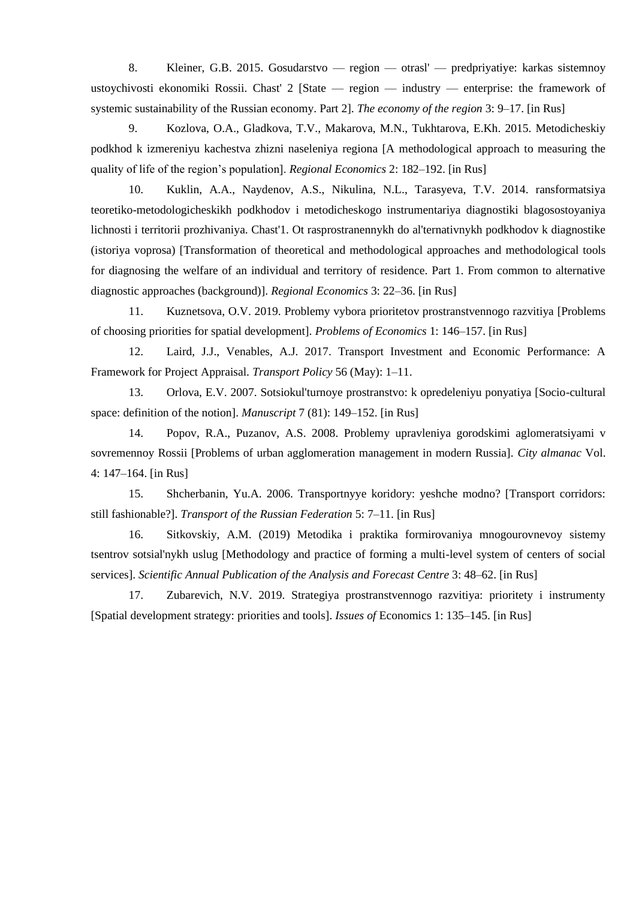8. Kleiner, G.B. 2015. Gosudarstvo — region — otrasl' — predpriyatiye: karkas sistemnoy ustoychivosti ekonomiki Rossii. Chast' 2 [State — region — industry — enterprise: the framework of systemic sustainability of the Russian economy. Part 2]. *The economy of the region* 3: 9–17. [in Rus]

9. Kozlova, O.A., Gladkova, T.V., Makarova, M.N., Tukhtarova, E.Kh. 2015. Metodicheskiy podkhod k izmereniyu kachestva zhizni naseleniya regiona [A methodological approach to measuring the quality of life of the region's population]. *Regional Economics* 2: 182–192. [in Rus]

10. Kuklin, A.A., Naydenov, A.S., Nikulina, N.L., Tarasyeva, T.V. 2014. ransformatsiya teoretiko-metodologicheskikh podkhodov i metodicheskogo instrumentariya diagnostiki blagosostoyaniya lichnosti i territorii prozhivaniya. Chast'1. Ot rasprostranennykh do al'ternativnykh podkhodov k diagnostike (istoriya voprosa) [Transformation of theoretical and methodological approaches and methodological tools for diagnosing the welfare of an individual and territory of residence. Part 1. From common to alternative diagnostic approaches (background)]. *Regional Economics* 3: 22–36. [in Rus]

11. Kuznetsova, O.V. 2019. Problemy vybora prioritetov prostranstvennogo razvitiya [Problems of choosing priorities for spatial development]. *Problems of Economics* 1: 146–157. [in Rus]

12. Laird, J.J., Venables, A.J. 2017. Transport Investment and Economic Performance: A Framework for Project Appraisal. *Transport Policy* 56 (May): 1–11.

13. Orlova, E.V. 2007. Sotsiokul'turnoye prostranstvo: k opredeleniyu ponyatiya [Socio-cultural space: definition of the notion]. *Manuscript* 7 (81): 149–152. [in Rus]

14. Popov, R.A., Puzanov, A.S. 2008. Problemy upravleniya gorodskimi aglomeratsiyami v sovremennoy Rossii [Problems of urban agglomeration management in modern Russia]. *City almanac* Vol. 4: 147–164. [in Rus]

15. Shcherbanin, Yu.A. 2006. Transportnyye koridory: yeshche modno? [Transport corridors: still fashionable?]. *Transport of the Russian Federation* 5: 7–11. [in Rus]

16. Sitkovskiy, A.M. (2019) Metodika i praktika formirovaniya mnogourovnevoy sistemy tsentrov sotsial'nykh uslug [Methodology and practice of forming a multi-level system of centers of social services]. *Scientific Annual Publication of the Analysis and Forecast Centre* 3: 48–62. [in Rus]

17. Zubarevich, N.V. 2019. Strategiya prostranstvennogo razvitiya: prioritety i instrumenty [Spatial development strategy: priorities and tools]. *Issues of* Economics 1: 135–145. [in Rus]